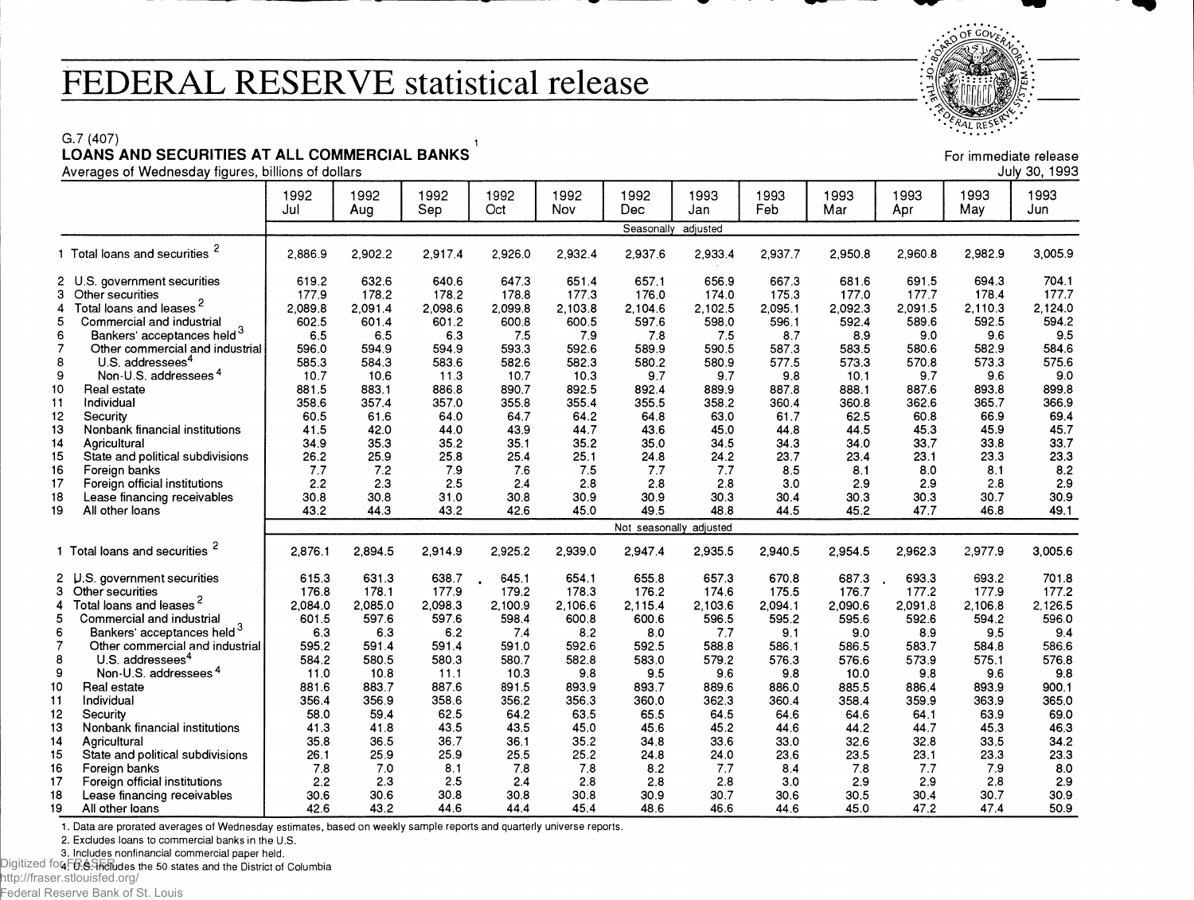# FEDERAL RESERVE statistical release

G.7 (407)

**LOANS AND SECURITIES AT ALL COMMERCIAL BANKS** [1]

Averages of Wednesday figures, billions of dollars

For immediate release
July 30, 1993

| | 1992 Jul | 1992 Aug | 1992 Sep | 1992 Oct | 1992 Nov | 1992 Dec | 1993 Jan | 1993 Feb | 1993 Mar | 1993 Apr | 1993 May | 1993 Jun |
|---|---|---|---|---|---|---|---|---|---|---|---|---|
| | Seasonally adjusted | | | | | | | | | | | |
| 1 Total loans and securities [2] | 2,886.9 | 2,902.2 | 2,917.4 | 2,926.0 | 2,932.4 | 2,937.6 | 2,933.4 | 2,937.7 | 2,950.8 | 2,960.8 | 2,982.9 | 3,005.9 |
| 2 U.S. government securities | 619.2 | 632.6 | 640.6 | 647.3 | 651.4 | 657.1 | 656.9 | 667.3 | 681.6 | 691.5 | 694.3 | 704.1 |
| 3 Other securities | 177.9 | 178.2 | 178.2 | 178.8 | 177.3 | 176.0 | 174.0 | 175.3 | 177.0 | 177.7 | 178.4 | 177.7 |
| 4 Total loans and leases [2] | 2,089.8 | 2,091.4 | 2,098.6 | 2,099.8 | 2,103.8 | 2,104.6 | 2,102.5 | 2,095.1 | 2,092.3 | 2,091.5 | 2,110.3 | 2,124.0 |
| 5 Commercial and industrial | 602.5 | 601.4 | 601.2 | 600.8 | 600.5 | 597.6 | 598.0 | 596.1 | 592.4 | 589.6 | 592.5 | 594.2 |
| 6 Bankers' acceptances held [3] | 6.5 | 6.5 | 6.3 | 7.5 | 7.9 | 7.8 | 7.5 | 8.7 | 8.9 | 9.0 | 9.6 | 9.5 |
| 7 Other commercial and industrial | 596.0 | 594.9 | 594.9 | 593.3 | 592.6 | 589.9 | 590.5 | 587.3 | 583.5 | 580.6 | 582.9 | 584.6 |
| 8 U.S. addressees [4] | 585.3 | 584.3 | 583.6 | 582.6 | 582.3 | 580.2 | 580.9 | 577.5 | 573.3 | 570.8 | 573.3 | 575.6 |
| 9 Non-U.S. addressees [4] | 10.7 | 10.6 | 11.3 | 10.7 | 10.3 | 9.7 | 9.7 | 9.8 | 10.1 | 9.7 | 9.6 | 9.0 |
| 10 Real estate | 881.5 | 883.1 | 886.8 | 890.7 | 892.5 | 892.4 | 889.9 | 887.8 | 888.1 | 887.6 | 893.8 | 899.8 |
| 11 Individual | 358.6 | 357.4 | 357.0 | 355.8 | 355.4 | 355.5 | 358.2 | 360.4 | 360.8 | 362.6 | 365.7 | 366.9 |
| 12 Security | 60.5 | 61.6 | 64.0 | 64.7 | 64.2 | 64.8 | 63.0 | 61.7 | 62.5 | 60.8 | 66.9 | 69.4 |
| 13 Nonbank financial institutions | 41.5 | 42.0 | 44.0 | 43.9 | 44.7 | 43.6 | 45.0 | 44.8 | 44.5 | 45.3 | 45.9 | 45.7 |
| 14 Agricultural | 34.9 | 35.3 | 35.2 | 35.1 | 35.2 | 35.0 | 34.5 | 34.3 | 34.0 | 33.7 | 33.8 | 33.7 |
| 15 State and political subdivisions | 26.2 | 25.9 | 25.8 | 25.4 | 25.1 | 24.8 | 24.2 | 23.7 | 23.4 | 23.1 | 23.3 | 23.3 |
| 16 Foreign banks | 7.7 | 7.2 | 7.9 | 7.6 | 7.5 | 7.7 | 7.7 | 8.5 | 8.1 | 8.0 | 8.1 | 8.2 |
| 17 Foreign official institutions | 2.2 | 2.3 | 2.5 | 2.4 | 2.8 | 2.8 | 2.8 | 3.0 | 2.9 | 2.9 | 2.8 | 2.9 |
| 18 Lease financing receivables | 30.8 | 30.8 | 31.0 | 30.8 | 30.9 | 30.9 | 30.3 | 30.4 | 30.3 | 30.3 | 30.7 | 30.9 |
| 19 All other loans | 43.2 | 44.3 | 43.2 | 42.6 | 45.0 | 49.5 | 48.8 | 44.5 | 45.2 | 47.7 | 46.8 | 49.1 |
| | Not seasonally adjusted | | | | | | | | | | | |
| 1 Total loans and securities [2] | 2,876.1 | 2,894.5 | 2,914.9 | 2,925.2 | 2,939.0 | 2,947.4 | 2,935.5 | 2,940.5 | 2,954.5 | 2,962.3 | 2,977.9 | 3,005.6 |
| 2 U.S. government securities | 615.3 | 631.3 | 638.7 | 645.1 | 654.1 | 655.8 | 657.3 | 670.8 | 687.3 | 693.3 | 693.2 | 701.8 |
| 3 Other securities | 176.8 | 178.1 | 177.9 | 179.2 | 178.3 | 176.2 | 174.6 | 175.5 | 176.7 | 177.2 | 177.9 | 177.2 |
| 4 Total loans and leases [2] | 2,084.0 | 2,085.0 | 2,098.3 | 2,100.9 | 2,106.6 | 2,115.4 | 2,103.6 | 2,094.1 | 2,090.6 | 2,091.8 | 2,106.8 | 2,126.5 |
| 5 Commercial and industrial | 601.5 | 597.6 | 597.6 | 598.4 | 600.8 | 600.6 | 596.5 | 595.2 | 595.6 | 592.6 | 594.2 | 596.0 |
| 6 Bankers' acceptances held [3] | 6.3 | 6.3 | 6.2 | 7.4 | 8.2 | 8.0 | 7.7 | 9.1 | 9.0 | 8.9 | 9.5 | 9.4 |
| 7 Other commercial and industrial | 595.2 | 591.4 | 591.4 | 591.0 | 592.6 | 592.5 | 588.8 | 586.1 | 586.5 | 583.7 | 584.8 | 586.6 |
| 8 U.S. addressees [4] | 584.2 | 580.5 | 580.3 | 580.7 | 582.8 | 583.0 | 579.2 | 576.3 | 576.6 | 573.9 | 575.1 | 576.8 |
| 9 Non-U.S. addressees [4] | 11.0 | 10.8 | 11.1 | 10.3 | 9.8 | 9.5 | 9.6 | 9.8 | 10.0 | 9.8 | 9.6 | 9.8 |
| 10 Real estate | 881.6 | 883.7 | 887.6 | 891.5 | 893.9 | 893.7 | 889.6 | 886.0 | 885.5 | 886.4 | 893.9 | 900.1 |
| 11 Individual | 356.4 | 356.9 | 358.6 | 356.2 | 356.3 | 360.0 | 362.3 | 360.4 | 358.4 | 359.9 | 363.9 | 365.0 |
| 12 Security | 58.0 | 59.4 | 62.5 | 64.2 | 63.5 | 65.5 | 64.5 | 64.6 | 64.6 | 64.1 | 63.9 | 69.0 |
| 13 Nonbank financial institutions | 41.3 | 41.8 | 43.5 | 43.5 | 45.0 | 45.6 | 45.2 | 44.6 | 44.2 | 44.7 | 45.3 | 46.3 |
| 14 Agricultural | 35.8 | 36.5 | 36.7 | 36.1 | 35.2 | 34.8 | 33.6 | 33.0 | 32.6 | 32.8 | 33.5 | 34.2 |
| 15 State and political subdivisions | 26.1 | 25.9 | 25.9 | 25.5 | 25.2 | 24.8 | 24.0 | 23.6 | 23.5 | 23.1 | 23.3 | 23.3 |
| 16 Foreign banks | 7.8 | 7.0 | 8.1 | 7.8 | 7.8 | 8.2 | 7.7 | 8.4 | 7.8 | 7.7 | 7.9 | 8.0 |
| 17 Foreign official institutions | 2.2 | 2.3 | 2.5 | 2.4 | 2.8 | 2.8 | 2.8 | 3.0 | 2.9 | 2.9 | 2.8 | 2.9 |
| 18 Lease financing receivables | 30.6 | 30.6 | 30.8 | 30.8 | 30.8 | 30.9 | 30.7 | 30.6 | 30.5 | 30.4 | 30.7 | 30.9 |
| 19 All other loans | 42.6 | 43.2 | 44.6 | 44.4 | 45.4 | 48.6 | 46.6 | 44.6 | 45.0 | 47.2 | 47.4 | 50.9 |

1. Data are prorated averages of Wednesday estimates, based on weekly sample reports and quarterly universe reports.
2. Excludes loans to commercial banks in the U.S.
3. Includes nonfinancial commercial paper held.
4. U.S. includes the 50 states and the District of Columbia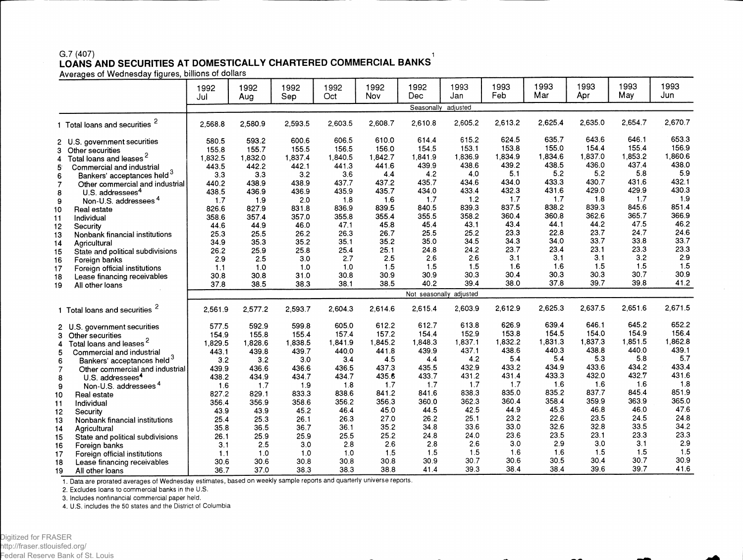G.7 (407)

# LOANS AND SECURITIES AT DOMESTICALLY CHARTERED COMMERCIAL BANKS[1]

Averages of Wednesday figures, billions of dollars

| | 1992 Jul | 1992 Aug | 1992 Sep | 1992 Oct | 1992 Nov | 1992 Dec | 1993 Jan | 1993 Feb | 1993 Mar | 1993 Apr | 1993 May | 1993 Jun |
|---|---|---|---|---|---|---|---|---|---|---|---|---|
| | | | | | | Seasonally adjusted | | | | | | |
| 1 Total loans and securities [2] | 2,568.8 | 2,580.9 | 2,593.5 | 2,603.5 | 2,608.7 | 2,610.8 | 2,605.2 | 2,613.2 | 2,625.4 | 2,635.0 | 2,654.7 | 2,670.7 |
| 2 U.S. government securities | 580.5 | 593.2 | 600.6 | 606.5 | 610.0 | 614.4 | 615.2 | 624.5 | 635.7 | 643.6 | 646.1 | 653.3 |
| 3 Other securities | 155.8 | 155.7 | 155.5 | 156.5 | 156.0 | 154.5 | 153.1 | 153.8 | 155.0 | 154.4 | 155.4 | 156.9 |
| 4 Total loans and leases [2] | 1,832.5 | 1,832.0 | 1,837.4 | 1,840.5 | 1,842.7 | 1,841.9 | 1,836.9 | 1,834.9 | 1,834.6 | 1,837.0 | 1,853.2 | 1,860.6 |
| 5 Commercial and industrial | 443.5 | 442.2 | 442.1 | 441.3 | 441.6 | 439.9 | 438.6 | 439.2 | 438.5 | 436.0 | 437.4 | 438.0 |
| 6 Bankers' acceptances held [3] | 3.3 | 3.3 | 3.2 | 3.6 | 4.4 | 4.2 | 4.0 | 5.1 | 5.2 | 5.2 | 5.8 | 5.9 |
| 7 Other commercial and industrial | 440.2 | 438.9 | 438.9 | 437.7 | 437.2 | 435.7 | 434.6 | 434.0 | 433.3 | 430.7 | 431.6 | 432.1 |
| 8 U.S. addressees [4] | 438.5 | 436.9 | 436.9 | 435.9 | 435.7 | 434.0 | 433.4 | 432.3 | 431.6 | 429.0 | 429.9 | 430.3 |
| 9 Non-U.S. addressees [4] | 1.7 | 1.9 | 2.0 | 1.8 | 1.6 | 1.7 | 1.2 | 1.7 | 1.7 | 1.8 | 1.7 | 1.9 |
| 10 Real estate | 826.6 | 827.9 | 831.8 | 836.9 | 839.5 | 840.5 | 839.3 | 837.5 | 838.2 | 839.3 | 845.6 | 851.4 |
| 11 Individual | 358.6 | 357.4 | 357.0 | 355.8 | 355.4 | 355.5 | 358.2 | 360.4 | 360.8 | 362.6 | 365.7 | 366.9 |
| 12 Security | 44.6 | 44.9 | 46.0 | 47.1 | 45.8 | 45.4 | 43.1 | 43.4 | 44.1 | 44.2 | 47.5 | 46.2 |
| 13 Nonbank financial institutions | 25.3 | 25.5 | 26.2 | 26.3 | 26.7 | 25.5 | 25.2 | 23.3 | 22.8 | 23.7 | 24.7 | 24.6 |
| 14 Agricultural | 34.9 | 35.3 | 35.2 | 35.1 | 35.2 | 35.0 | 34.5 | 34.3 | 34.0 | 33.7 | 33.8 | 33.7 |
| 15 State and political subdivisions | 26.2 | 25.9 | 25.8 | 25.4 | 25.1 | 24.8 | 24.2 | 23.7 | 23.4 | 23.1 | 23.3 | 23.3 |
| 16 Foreign banks | 2.9 | 2.5 | 3.0 | 2.7 | 2.5 | 2.6 | 2.6 | 3.1 | 3.1 | 3.1 | 3.2 | 2.9 |
| 17 Foreign official institutions | 1.1 | 1.0 | 1.0 | 1.0 | 1.5 | 1.5 | 1.5 | 1.6 | 1.6 | 1.5 | 1.5 | 1.5 |
| 18 Lease financing receivables | 30.8 | 30.8 | 31.0 | 30.8 | 30.9 | 30.9 | 30.3 | 30.4 | 30.3 | 30.3 | 30.7 | 30.9 |
| 19 All other loans | 37.8 | 38.5 | 38.3 | 38.1 | 38.5 | 40.2 | 39.4 | 38.0 | 37.8 | 39.7 | 39.8 | 41.2 |
| | | | | | | Not seasonally adjusted | | | | | | |
| 1 Total loans and securities [2] | 2,561.9 | 2,577.2 | 2,593.7 | 2,604.3 | 2,614.6 | 2,615.4 | 2,603.9 | 2,612.9 | 2,625.3 | 2,637.5 | 2,651.6 | 2,671.5 |
| 2 U.S. government securities | 577.5 | 592.9 | 599.8 | 605.0 | 612.2 | 612.7 | 613.8 | 626.9 | 639.4 | 646.1 | 645.2 | 652.2 |
| 3 Other securities | 154.9 | 155.8 | 155.4 | 157.4 | 157.2 | 154.4 | 152.9 | 153.8 | 154.5 | 154.0 | 154.9 | 156.4 |
| 4 Total loans and leases [2] | 1,829.5 | 1,828.6 | 1,838.5 | 1,841.9 | 1,845.2 | 1,848.3 | 1,837.1 | 1,832.2 | 1,831.3 | 1,837.3 | 1,851.5 | 1,862.8 |
| 5 Commercial and industrial | 443.1 | 439.8 | 439.7 | 440.0 | 441.8 | 439.9 | 437.1 | 438.6 | 440.3 | 438.8 | 440.0 | 439.1 |
| 6 Bankers' acceptances held [3] | 3.2 | 3.2 | 3.0 | 3.4 | 4.5 | 4.4 | 4.2 | 5.4 | 5.4 | 5.3 | 5.8 | 5.7 |
| 7 Other commercial and industrial | 439.9 | 436.6 | 436.6 | 436.5 | 437.3 | 435.5 | 432.9 | 433.2 | 434.9 | 433.6 | 434.2 | 433.4 |
| 8 U.S. addressees [4] | 438.2 | 434.9 | 434.7 | 434.7 | 435.6 | 433.7 | 431.2 | 431.4 | 433.3 | 432.0 | 432.7 | 431.6 |
| 9 Non-U.S. addressees [4] | 1.6 | 1.7 | 1.9 | 1.8 | 1.7 | 1.7 | 1.7 | 1.7 | 1.6 | 1.6 | 1.6 | 1.8 |
| 10 Real estate | 827.2 | 829.1 | 833.3 | 838.6 | 841.2 | 841.6 | 838.3 | 835.0 | 835.2 | 837.7 | 845.4 | 851.9 |
| 11 Individual | 356.4 | 356.9 | 358.6 | 356.2 | 356.3 | 360.0 | 362.3 | 360.4 | 358.4 | 359.9 | 363.9 | 365.0 |
| 12 Security | 43.9 | 43.9 | 45.2 | 46.4 | 45.0 | 44.5 | 42.5 | 44.9 | 45.3 | 46.8 | 46.0 | 47.6 |
| 13 Nonbank financial institutions | 25.4 | 25.3 | 26.1 | 26.3 | 27.0 | 26.2 | 25.1 | 23.2 | 22.6 | 23.5 | 24.5 | 24.8 |
| 14 Agricultural | 35.8 | 36.5 | 36.7 | 36.1 | 35.2 | 34.8 | 33.6 | 33.0 | 32.6 | 32.8 | 33.5 | 34.2 |
| 15 State and political subdivisions | 26.1 | 25.9 | 25.9 | 25.5 | 25.2 | 24.8 | 24.0 | 23.6 | 23.5 | 23.1 | 23.3 | 23.3 |
| 16 Foreign banks | 3.1 | 2.5 | 3.0 | 2.8 | 2.6 | 2.8 | 2.6 | 3.0 | 2.9 | 3.0 | 3.1 | 2.9 |
| 17 Foreign official institutions | 1.1 | 1.0 | 1.0 | 1.0 | 1.5 | 1.5 | 1.5 | 1.6 | 1.6 | 1.5 | 1.5 | 1.5 |
| 18 Lease financing receivables | 30.6 | 30.6 | 30.8 | 30.8 | 30.8 | 30.9 | 30.7 | 30.6 | 30.5 | 30.4 | 30.7 | 30.9 |
| 19 All other loans | 36.7 | 37.0 | 38.3 | 38.3 | 38.8 | 41.4 | 39.3 | 38.4 | 38.4 | 39.6 | 39.7 | 41.6 |

1. Data are prorated averages of Wednesday estimates, based on weekly sample reports and quarterly universe reports.
2. Excludes loans to commercial banks in the U.S.
3. Includes nonfinancial commercial paper held.
4. U.S. includes the 50 states and the District of Columbia

Digitized for FRASER
http://fraser.stlouisfed.org/
Federal Reserve Bank of St. Louis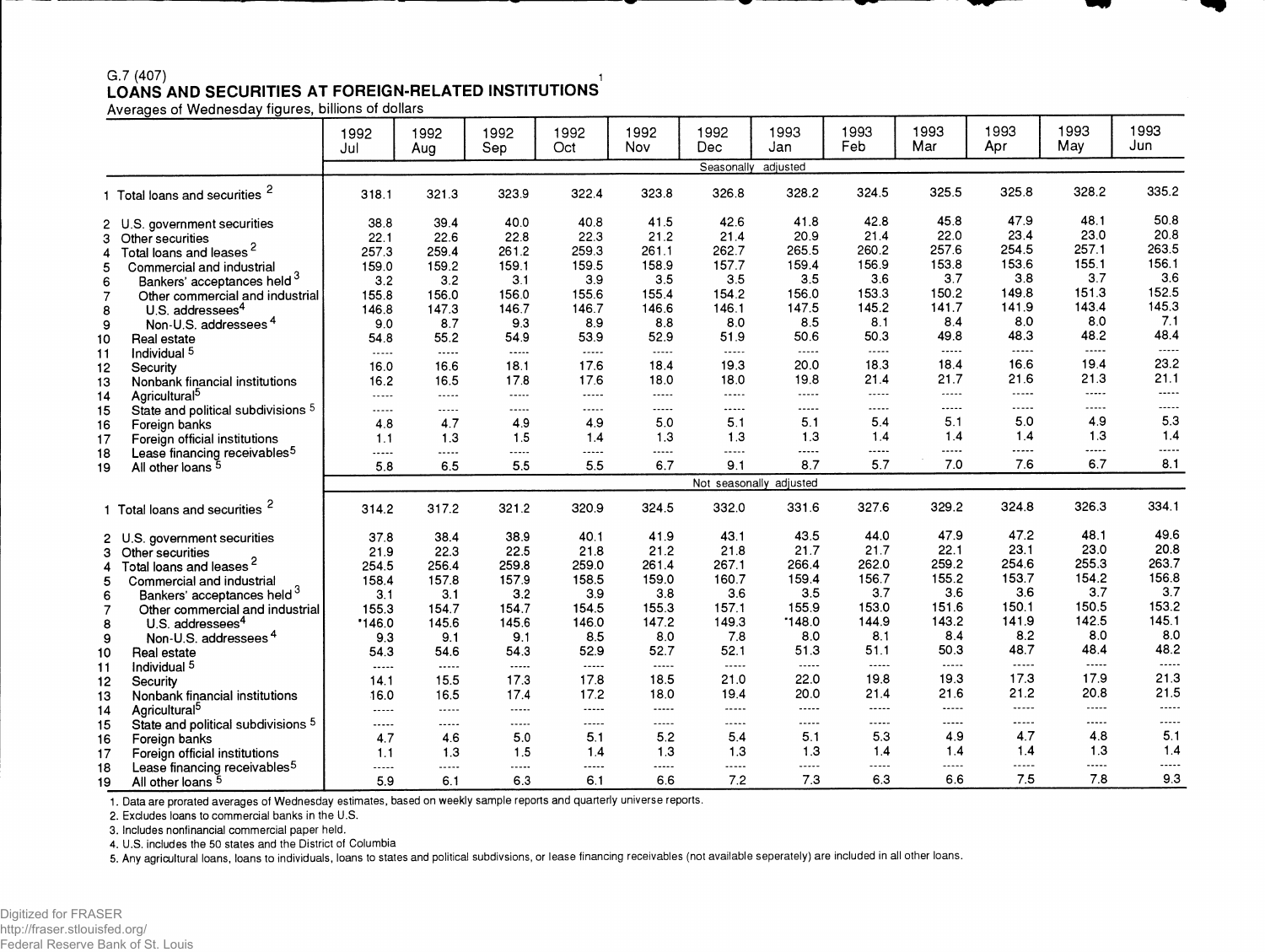G.7 (407)

# LOANS AND SECURITIES AT FOREIGN-RELATED INSTITUTIONS[1]

Averages of Wednesday figures, billions of dollars

| | | 1992 Jul | 1992 Aug | 1992 Sep | 1992 Oct | 1992 Nov | 1992 Dec | 1993 Jan | 1993 Feb | 1993 Mar | 1993 Apr | 1993 May | 1993 Jun |
|---|---|---|---|---|---|---|---|---|---|---|---|---|---|
| | | Seasonally adjusted | | | | | | | | | | | |
| 1 | Total loans and securities [2] | 318.1 | 321.3 | 323.9 | 322.4 | 323.8 | 326.8 | 328.2 | 324.5 | 325.5 | 325.8 | 328.2 | 335.2 |
| 2 | U.S. government securities | 38.8 | 39.4 | 40.0 | 40.8 | 41.5 | 42.6 | 41.8 | 42.8 | 45.8 | 47.9 | 48.1 | 50.8 |
| 3 | Other securities | 22.1 | 22.6 | 22.8 | 22.3 | 21.2 | 21.4 | 20.9 | 21.4 | 22.0 | 23.4 | 23.0 | 20.8 |
| 4 | Total loans and leases [2] | 257.3 | 259.4 | 261.2 | 259.3 | 261.1 | 262.7 | 265.5 | 260.2 | 257.6 | 254.5 | 257.1 | 263.5 |
| 5 | Commercial and industrial | 159.0 | 159.2 | 159.1 | 159.5 | 158.9 | 157.7 | 159.4 | 156.9 | 153.8 | 153.6 | 155.1 | 156.1 |
| 6 | Bankers' acceptances held [3] | 3.2 | 3.2 | 3.1 | 3.9 | 3.5 | 3.5 | 3.5 | 3.6 | 3.7 | 3.8 | 3.7 | 3.6 |
| 7 | Other commercial and industrial | 155.8 | 156.0 | 156.0 | 155.6 | 155.4 | 154.2 | 156.0 | 153.3 | 150.2 | 149.8 | 151.3 | 152.5 |
| 8 | U.S. addressees [4] | 146.8 | 147.3 | 146.7 | 146.7 | 146.6 | 146.1 | 147.5 | 145.2 | 141.7 | 141.9 | 143.4 | 145.3 |
| 9 | Non-U.S. addressees [4] | 9.0 | 8.7 | 9.3 | 8.9 | 8.8 | 8.0 | 8.5 | 8.1 | 8.4 | 8.0 | 8.0 | 7.1 |
| 10 | Real estate | 54.8 | 55.2 | 54.9 | 53.9 | 52.9 | 51.9 | 50.6 | 50.3 | 49.8 | 48.3 | 48.2 | 48.4 |
| 11 | Individual [5] | ----- | ----- | ----- | ----- | ----- | ----- | ----- | ----- | ----- | ----- | ----- | ----- |
| 12 | Security | 16.0 | 16.6 | 18.1 | 17.6 | 18.4 | 19.3 | 20.0 | 18.3 | 18.4 | 16.6 | 19.4 | 23.2 |
| 13 | Nonbank financial institutions | 16.2 | 16.5 | 17.8 | 17.6 | 18.0 | 18.0 | 19.8 | 21.4 | 21.7 | 21.6 | 21.3 | 21.1 |
| 14 | Agricultural [5] | ----- | ----- | ----- | ----- | ----- | ----- | ----- | ----- | ----- | ----- | ----- | ----- |
| 15 | State and political subdivisions [5] | ----- | ----- | ----- | ----- | ----- | ----- | ----- | ----- | ----- | ----- | ----- | ----- |
| 16 | Foreign banks | 4.8 | 4.7 | 4.9 | 4.9 | 5.0 | 5.1 | 5.1 | 5.4 | 5.1 | 5.0 | 4.9 | 5.3 |
| 17 | Foreign official institutions | 1.1 | 1.3 | 1.5 | 1.4 | 1.3 | 1.3 | 1.3 | 1.4 | 1.4 | 1.4 | 1.3 | 1.4 |
| 18 | Lease financing receivables [5] | ----- | ----- | ----- | ----- | ----- | ----- | ----- | ----- | ----- | ----- | ----- | ----- |
| 19 | All other loans [5] | 5.8 | 6.5 | 5.5 | 5.5 | 6.7 | 9.1 | 8.7 | 5.7 | 7.0 | 7.6 | 6.7 | 8.1 |
| | | Not seasonally adjusted | | | | | | | | | | | |
| 1 | Total loans and securities [2] | 314.2 | 317.2 | 321.2 | 320.9 | 324.5 | 332.0 | 331.6 | 327.6 | 329.2 | 324.8 | 326.3 | 334.1 |
| 2 | U.S. government securities | 37.8 | 38.4 | 38.9 | 40.1 | 41.9 | 43.1 | 43.5 | 44.0 | 47.9 | 47.2 | 48.1 | 49.6 |
| 3 | Other securities | 21.9 | 22.3 | 22.5 | 21.8 | 21.2 | 21.8 | 21.7 | 21.7 | 22.1 | 23.1 | 23.0 | 20.8 |
| 4 | Total loans and leases [2] | 254.5 | 256.4 | 259.8 | 259.0 | 261.4 | 267.1 | 266.4 | 262.0 | 259.2 | 254.6 | 255.3 | 263.7 |
| 5 | Commercial and industrial | 158.4 | 157.8 | 157.9 | 158.5 | 159.0 | 160.7 | 159.4 | 156.7 | 155.2 | 153.7 | 154.2 | 156.8 |
| 6 | Bankers' acceptances held [3] | 3.1 | 3.1 | 3.2 | 3.9 | 3.8 | 3.6 | 3.5 | 3.7 | 3.6 | 3.6 | 3.7 | 3.7 |
| 7 | Other commercial and industrial | 155.3 | 154.7 | 154.7 | 154.5 | 155.3 | 157.1 | 155.9 | 153.0 | 151.6 | 150.1 | 150.5 | 153.2 |
| 8 | U.S. addressees [4] | 146.0 | 145.6 | 145.6 | 146.0 | 147.2 | 149.3 | 148.0 | 144.9 | 143.2 | 141.9 | 142.5 | 145.1 |
| 9 | Non-U.S. addressees [4] | 9.3 | 9.1 | 9.1 | 8.5 | 8.0 | 7.8 | 8.0 | 8.1 | 8.4 | 8.2 | 8.0 | 8.0 |
| 10 | Real estate | 54.3 | 54.6 | 54.3 | 52.9 | 52.7 | 52.1 | 51.3 | 51.1 | 50.3 | 48.7 | 48.4 | 48.2 |
| 11 | Individual [5] | ----- | ----- | ----- | ----- | ----- | ----- | ----- | ----- | ----- | ----- | ----- | ----- |
| 12 | Security | 14.1 | 15.5 | 17.3 | 17.8 | 18.5 | 21.0 | 22.0 | 19.8 | 19.3 | 17.3 | 17.9 | 21.3 |
| 13 | Nonbank financial institutions | 16.0 | 16.5 | 17.4 | 17.2 | 18.0 | 19.4 | 20.0 | 21.4 | 21.6 | 21.2 | 20.8 | 21.5 |
| 14 | Agricultural [5] | ----- | ----- | ----- | ----- | ----- | ----- | ----- | ----- | ----- | ----- | ----- | ----- |
| 15 | State and political subdivisions [5] | ----- | ----- | ----- | ----- | ----- | ----- | ----- | ----- | ----- | ----- | ----- | ----- |
| 16 | Foreign banks | 4.7 | 4.6 | 5.0 | 5.1 | 5.2 | 5.4 | 5.1 | 5.3 | 4.9 | 4.7 | 4.8 | 5.1 |
| 17 | Foreign official institutions | 1.1 | 1.3 | 1.5 | 1.4 | 1.3 | 1.3 | 1.3 | 1.4 | 1.4 | 1.4 | 1.3 | 1.4 |
| 18 | Lease financing receivables [5] | ----- | ----- | ----- | ----- | ----- | ----- | ----- | ----- | ----- | ----- | ----- | ----- |
| 19 | All other loans [5] | 5.9 | 6.1 | 6.3 | 6.1 | 6.6 | 7.2 | 7.3 | 6.3 | 6.6 | 7.5 | 7.8 | 9.3 |

1. Data are prorated averages of Wednesday estimates, based on weekly sample reports and quarterly universe reports.
2. Excludes loans to commercial banks in the U.S.
3. Includes nonfinancial commercial paper held.
4. U.S. includes the 50 states and the District of Columbia
5. Any agricultural loans, loans to individuals, loans to states and political subdivsions, or lease financing receivables (not available seperately) are included in all other loans.